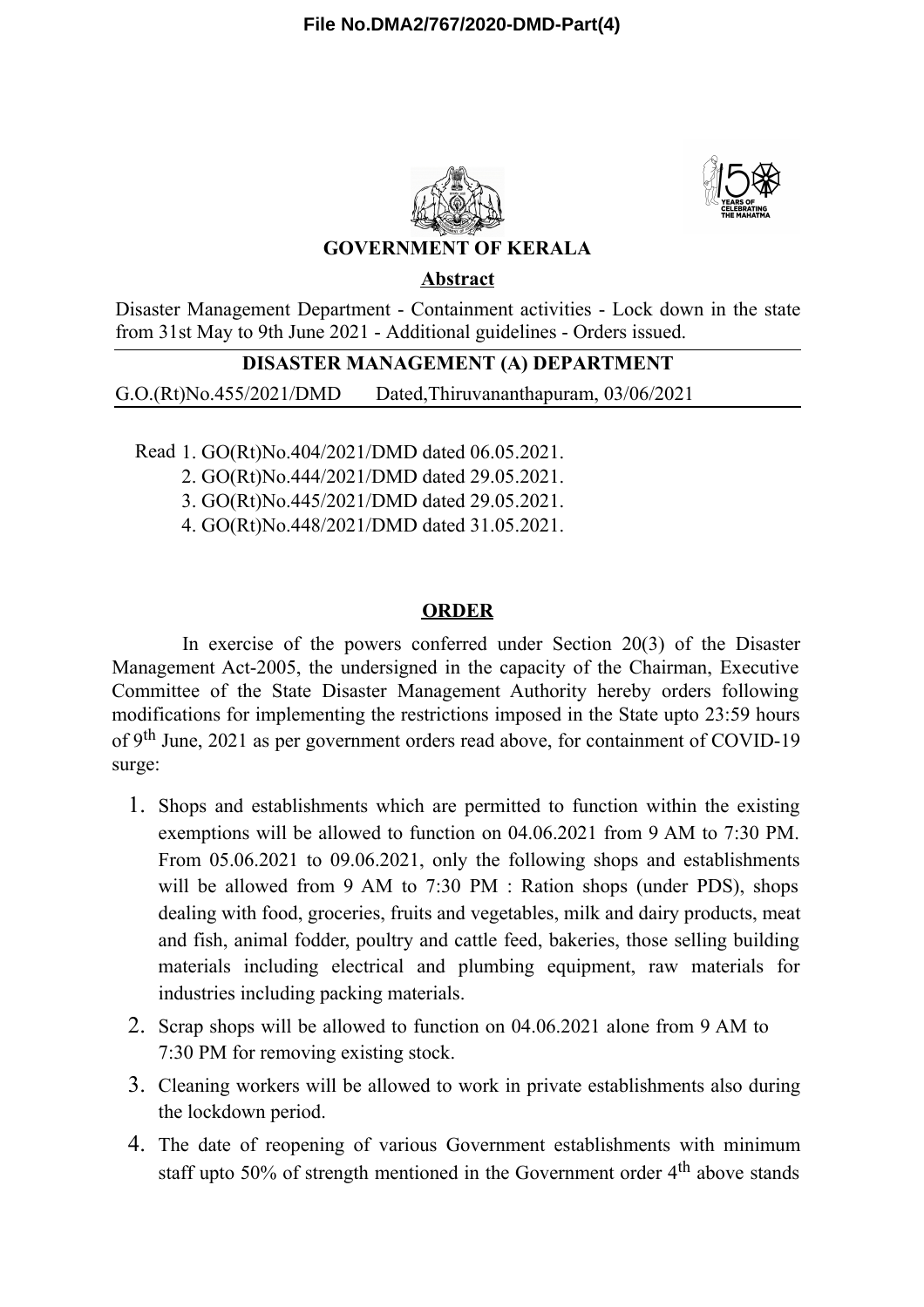File No.DMA2/767/2020-DMD-Part(4)

**GOVERNMENT OF KERALA**

**Abstract**

Disaster Management Department - Containment activities - Lock down in the state from 31st May to 9th June 2021 - Additional guidelines - Orders issued.

**DISASTER MANAGEMENT (A) DEPARTMENT**

G.O.(Rt)No.455/2021/DMD Dated,Thiruvananthapuram, 03/06/2021

Read 1. GO(Rt)No.404/2021/DMD dated 06.05.2021.
2. GO(Rt)No.444/2021/DMD dated 29.05.2021.
3. GO(Rt)No.445/2021/DMD dated 29.05.2021.
4. GO(Rt)No.448/2021/DMD dated 31.05.2021.

**ORDER**

In exercise of the powers conferred under Section 20(3) of the Disaster Management Act-2005, the undersigned in the capacity of the Chairman, Executive Committee of the State Disaster Management Authority hereby orders following modifications for implementing the restrictions imposed in the State upto 23:59 hours of 9th June, 2021 as per government orders read above, for containment of COVID-19 surge:

1. Shops and establishments which are permitted to function within the existing exemptions will be allowed to function on 04.06.2021 from 9 AM to 7:30 PM. From 05.06.2021 to 09.06.2021, only the following shops and establishments will be allowed from 9 AM to 7:30 PM : Ration shops (under PDS), shops dealing with food, groceries, fruits and vegetables, milk and dairy products, meat and fish, animal fodder, poultry and cattle feed, bakeries, those selling building materials including electrical and plumbing equipment, raw materials for industries including packing materials.
2. Scrap shops will be allowed to function on 04.06.2021 alone from 9 AM to 7:30 PM for removing existing stock.
3. Cleaning workers will be allowed to work in private establishments also during the lockdown period.
4. The date of reopening of various Government establishments with minimum staff upto 50% of strength mentioned in the Government order 4th above stands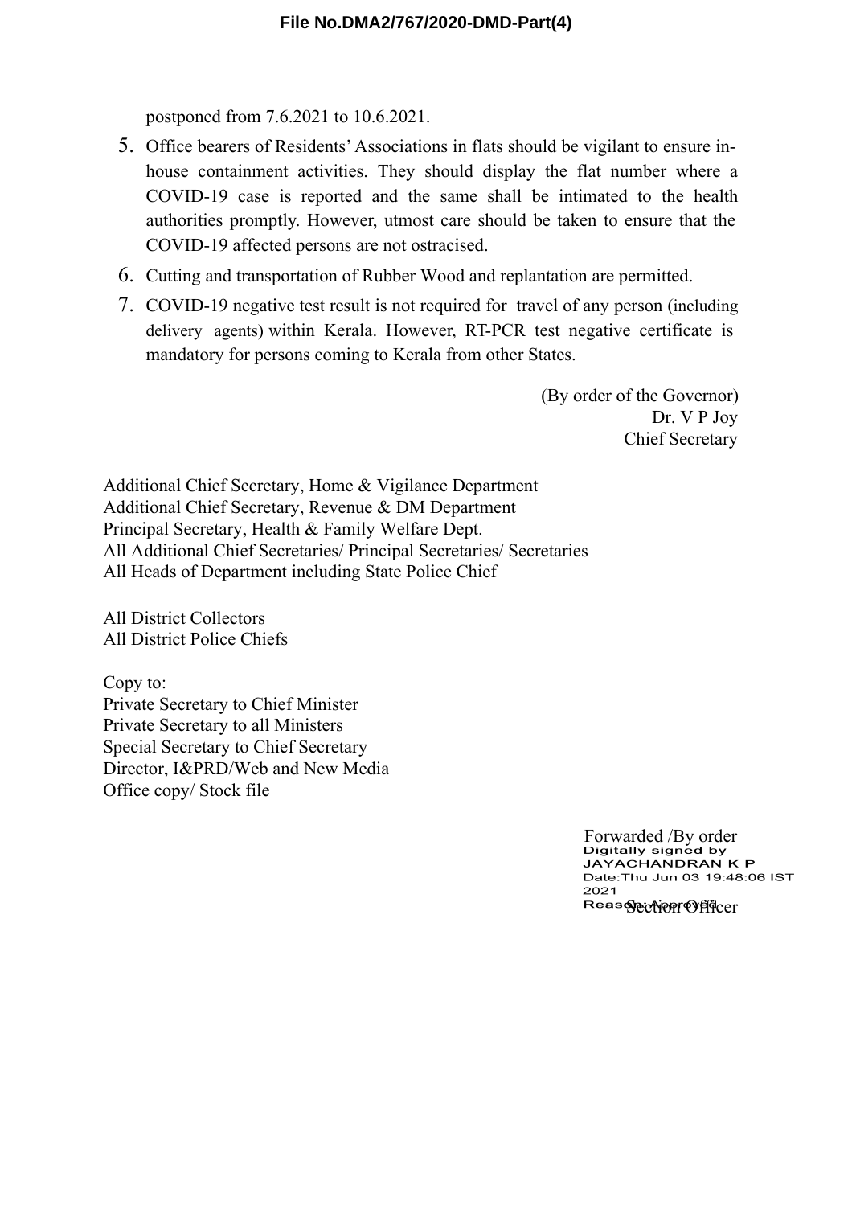postponed from 7.6.2021 to 10.6.2021.

5. Office bearers of Residents' Associations in flats should be vigilant to ensure in-house containment activities. They should display the flat number where a COVID-19 case is reported and the same shall be intimated to the health authorities promptly. However, utmost care should be taken to ensure that the COVID-19 affected persons are not ostracised.
6. Cutting and transportation of Rubber Wood and replantation are permitted.
7. COVID-19 negative test result is not required for travel of any person (including delivery agents) within Kerala. However, RT-PCR test negative certificate is mandatory for persons coming to Kerala from other States.

(By order of the Governor)
Dr. V P Joy
Chief Secretary

Additional Chief Secretary, Home & Vigilance Department
Additional Chief Secretary, Revenue & DM Department
Principal Secretary, Health & Family Welfare Dept.
All Additional Chief Secretaries/ Principal Secretaries/ Secretaries
All Heads of Department including State Police Chief

All District Collectors
All District Police Chiefs

Copy to:
Private Secretary to Chief Minister
Private Secretary to all Ministers
Special Secretary to Chief Secretary
Director, I&PRD/Web and New Media
Office copy/ Stock file

Forwarded /By order
Digitally signed by
JAYACHANDRAN K P
Date:Thu Jun 03 19:48:06 IST 2021
Reason: Approved
Section Officer